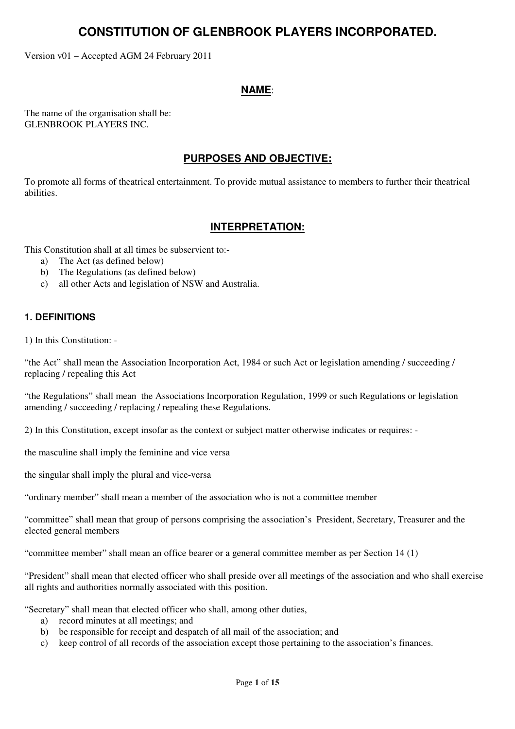# CONSTITUTION OF GLENBROOK PLAYERS INCORPORATED.

Version v01 – Accepted AGM 24 February 2011

## NAME:

The name of the organisation shall be:
GLENBROOK PLAYERS INC.

## PURPOSES AND OBJECTIVE:

To promote all forms of theatrical entertainment. To provide mutual assistance to members to further their theatrical abilities.

## INTERPRETATION:

This Constitution shall at all times be subservient to:-

a) The Act (as defined below)
b) The Regulations (as defined below)
c) all other Acts and legislation of NSW and Australia.

### 1. DEFINITIONS

1) In this Constitution: -

"the Act" shall mean the Association Incorporation Act, 1984 or such Act or legislation amending / succeeding / replacing / repealing this Act

"the Regulations" shall mean the Associations Incorporation Regulation, 1999 or such Regulations or legislation amending / succeeding / replacing / repealing these Regulations.

2) In this Constitution, except insofar as the context or subject matter otherwise indicates or requires: -

the masculine shall imply the feminine and vice versa

the singular shall imply the plural and vice-versa

"ordinary member" shall mean a member of the association who is not a committee member

"committee" shall mean that group of persons comprising the association's President, Secretary, Treasurer and the elected general members

"committee member" shall mean an office bearer or a general committee member as per Section 14 (1)

"President" shall mean that elected officer who shall preside over all meetings of the association and who shall exercise all rights and authorities normally associated with this position.

"Secretary" shall mean that elected officer who shall, among other duties,

a) record minutes at all meetings; and
b) be responsible for receipt and despatch of all mail of the association; and
c) keep control of all records of the association except those pertaining to the association's finances.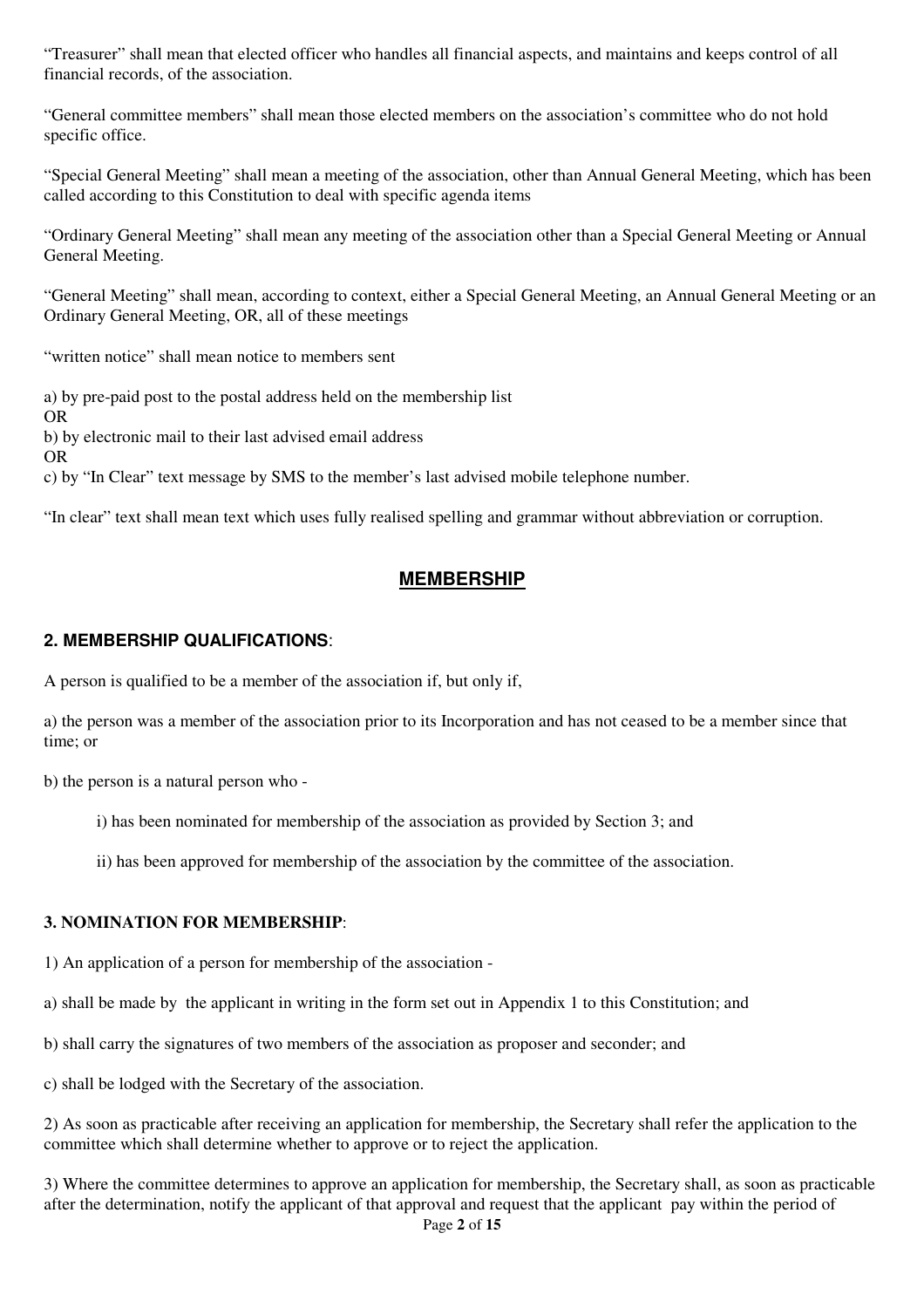"Treasurer" shall mean that elected officer who handles all financial aspects, and maintains and keeps control of all financial records, of the association.

"General committee members" shall mean those elected members on the association's committee who do not hold specific office.

"Special General Meeting" shall mean a meeting of the association, other than Annual General Meeting, which has been called according to this Constitution to deal with specific agenda items

"Ordinary General Meeting" shall mean any meeting of the association other than a Special General Meeting or Annual General Meeting.

"General Meeting" shall mean, according to context, either a Special General Meeting, an Annual General Meeting or an Ordinary General Meeting, OR, all of these meetings

"written notice" shall mean notice to members sent

a) by pre-paid post to the postal address held on the membership list
OR
b) by electronic mail to their last advised email address
OR
c) by "In Clear" text message by SMS to the member's last advised mobile telephone number.

"In clear" text shall mean text which uses fully realised spelling and grammar without abbreviation or corruption.

## MEMBERSHIP

### 2. MEMBERSHIP QUALIFICATIONS:

A person is qualified to be a member of the association if, but only if,

a) the person was a member of the association prior to its Incorporation and has not ceased to be a member since that time; or

b) the person is a natural person who -

i) has been nominated for membership of the association as provided by Section 3; and

ii) has been approved for membership of the association by the committee of the association.

### 3. NOMINATION FOR MEMBERSHIP:

1) An application of a person for membership of the association -

a) shall be made by the applicant in writing in the form set out in Appendix 1 to this Constitution; and

b) shall carry the signatures of two members of the association as proposer and seconder; and

c) shall be lodged with the Secretary of the association.

2) As soon as practicable after receiving an application for membership, the Secretary shall refer the application to the committee which shall determine whether to approve or to reject the application.

3) Where the committee determines to approve an application for membership, the Secretary shall, as soon as practicable after the determination, notify the applicant of that approval and request that the applicant pay within the period of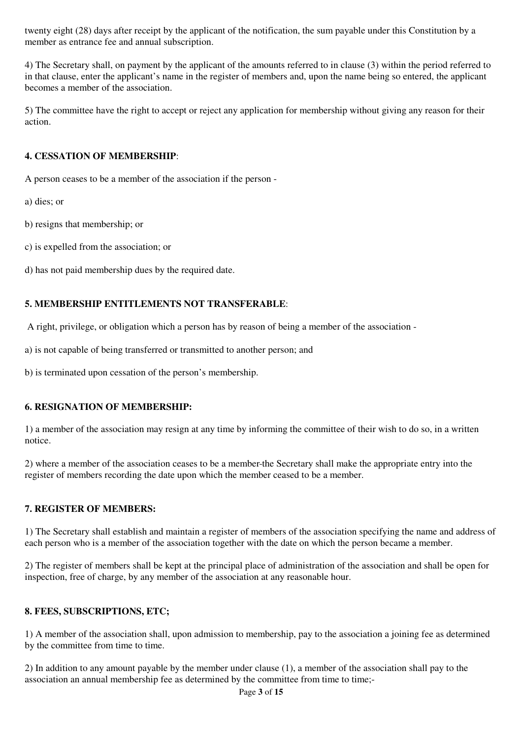twenty eight (28) days after receipt by the applicant of the notification, the sum payable under this Constitution by a member as entrance fee and annual subscription.

4) The Secretary shall, on payment by the applicant of the amounts referred to in clause (3) within the period referred to in that clause, enter the applicant's name in the register of members and, upon the name being so entered, the applicant becomes a member of the association.

5) The committee have the right to accept or reject any application for membership without giving any reason for their action.

**4. CESSATION OF MEMBERSHIP**:

A person ceases to be a member of the association if the person -

a) dies; or

b) resigns that membership; or

c) is expelled from the association; or

d) has not paid membership dues by the required date.

**5. MEMBERSHIP ENTITLEMENTS NOT TRANSFERABLE**:

A right, privilege, or obligation which a person has by reason of being a member of the association -

a) is not capable of being transferred or transmitted to another person; and

b) is terminated upon cessation of the person's membership.

**6. RESIGNATION OF MEMBERSHIP:**

1) a member of the association may resign at any time by informing the committee of their wish to do so, in a written notice.

2) where a member of the association ceases to be a member-the Secretary shall make the appropriate entry into the register of members recording the date upon which the member ceased to be a member.

**7. REGISTER OF MEMBERS:**

1) The Secretary shall establish and maintain a register of members of the association specifying the name and address of each person who is a member of the association together with the date on which the person became a member.

2) The register of members shall be kept at the principal place of administration of the association and shall be open for inspection, free of charge, by any member of the association at any reasonable hour.

**8. FEES, SUBSCRIPTIONS, ETC;**

1) A member of the association shall, upon admission to membership, pay to the association a joining fee as determined by the committee from time to time.

2) In addition to any amount payable by the member under clause (1), a member of the association shall pay to the association an annual membership fee as determined by the committee from time to time;-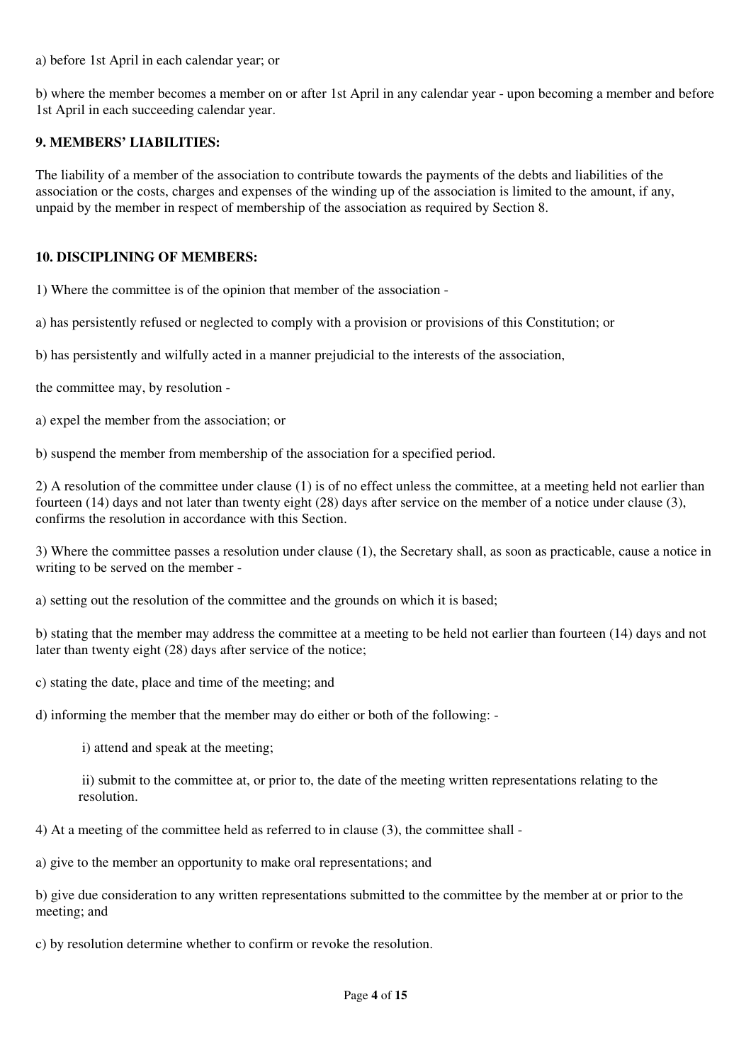a) before 1st April in each calendar year; or

b) where the member becomes a member on or after 1st April in any calendar year - upon becoming a member and before 1st April in each succeeding calendar year.

**9. MEMBERS' LIABILITIES:**

The liability of a member of the association to contribute towards the payments of the debts and liabilities of the association or the costs, charges and expenses of the winding up of the association is limited to the amount, if any, unpaid by the member in respect of membership of the association as required by Section 8.

**10. DISCIPLINING OF MEMBERS:**

1) Where the committee is of the opinion that member of the association -

a) has persistently refused or neglected to comply with a provision or provisions of this Constitution; or

b) has persistently and wilfully acted in a manner prejudicial to the interests of the association,

the committee may, by resolution -

a) expel the member from the association; or

b) suspend the member from membership of the association for a specified period.

2) A resolution of the committee under clause (1) is of no effect unless the committee, at a meeting held not earlier than fourteen (14) days and not later than twenty eight (28) days after service on the member of a notice under clause (3), confirms the resolution in accordance with this Section.

3) Where the committee passes a resolution under clause (1), the Secretary shall, as soon as practicable, cause a notice in writing to be served on the member -

a) setting out the resolution of the committee and the grounds on which it is based;

b) stating that the member may address the committee at a meeting to be held not earlier than fourteen (14) days and not later than twenty eight (28) days after service of the notice;

c) stating the date, place and time of the meeting; and

d) informing the member that the member may do either or both of the following: -

i) attend and speak at the meeting;

ii) submit to the committee at, or prior to, the date of the meeting written representations relating to the resolution.

4) At a meeting of the committee held as referred to in clause (3), the committee shall -

a) give to the member an opportunity to make oral representations; and

b) give due consideration to any written representations submitted to the committee by the member at or prior to the meeting; and

c) by resolution determine whether to confirm or revoke the resolution.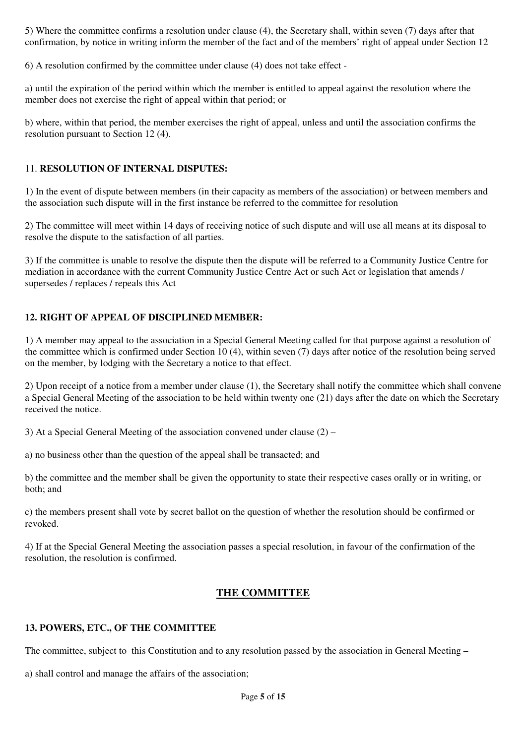5) Where the committee confirms a resolution under clause (4), the Secretary shall, within seven (7) days after that confirmation, by notice in writing inform the member of the fact and of the members' right of appeal under Section 12

6) A resolution confirmed by the committee under clause (4) does not take effect -

a) until the expiration of the period within which the member is entitled to appeal against the resolution where the member does not exercise the right of appeal within that period; or

b) where, within that period, the member exercises the right of appeal, unless and until the association confirms the resolution pursuant to Section 12 (4).

### 11. **RESOLUTION OF INTERNAL DISPUTES:**

1) In the event of dispute between members (in their capacity as members of the association) or between members and the association such dispute will in the first instance be referred to the committee for resolution

2) The committee will meet within 14 days of receiving notice of such dispute and will use all means at its disposal to resolve the dispute to the satisfaction of all parties.

3) If the committee is unable to resolve the dispute then the dispute will be referred to a Community Justice Centre for mediation in accordance with the current Community Justice Centre Act or such Act or legislation that amends / supersedes / replaces / repeals this Act

### **12. RIGHT OF APPEAL OF DISCIPLINED MEMBER:**

1) A member may appeal to the association in a Special General Meeting called for that purpose against a resolution of the committee which is confirmed under Section 10 (4), within seven (7) days after notice of the resolution being served on the member, by lodging with the Secretary a notice to that effect.

2) Upon receipt of a notice from a member under clause (1), the Secretary shall notify the committee which shall convene a Special General Meeting of the association to be held within twenty one (21) days after the date on which the Secretary received the notice.

3) At a Special General Meeting of the association convened under clause (2) –

a) no business other than the question of the appeal shall be transacted; and

b) the committee and the member shall be given the opportunity to state their respective cases orally or in writing, or both; and

c) the members present shall vote by secret ballot on the question of whether the resolution should be confirmed or revoked.

4) If at the Special General Meeting the association passes a special resolution, in favour of the confirmation of the resolution, the resolution is confirmed.

## **THE COMMITTEE**

### **13. POWERS, ETC., OF THE COMMITTEE**

The committee, subject to this Constitution and to any resolution passed by the association in General Meeting –

a) shall control and manage the affairs of the association;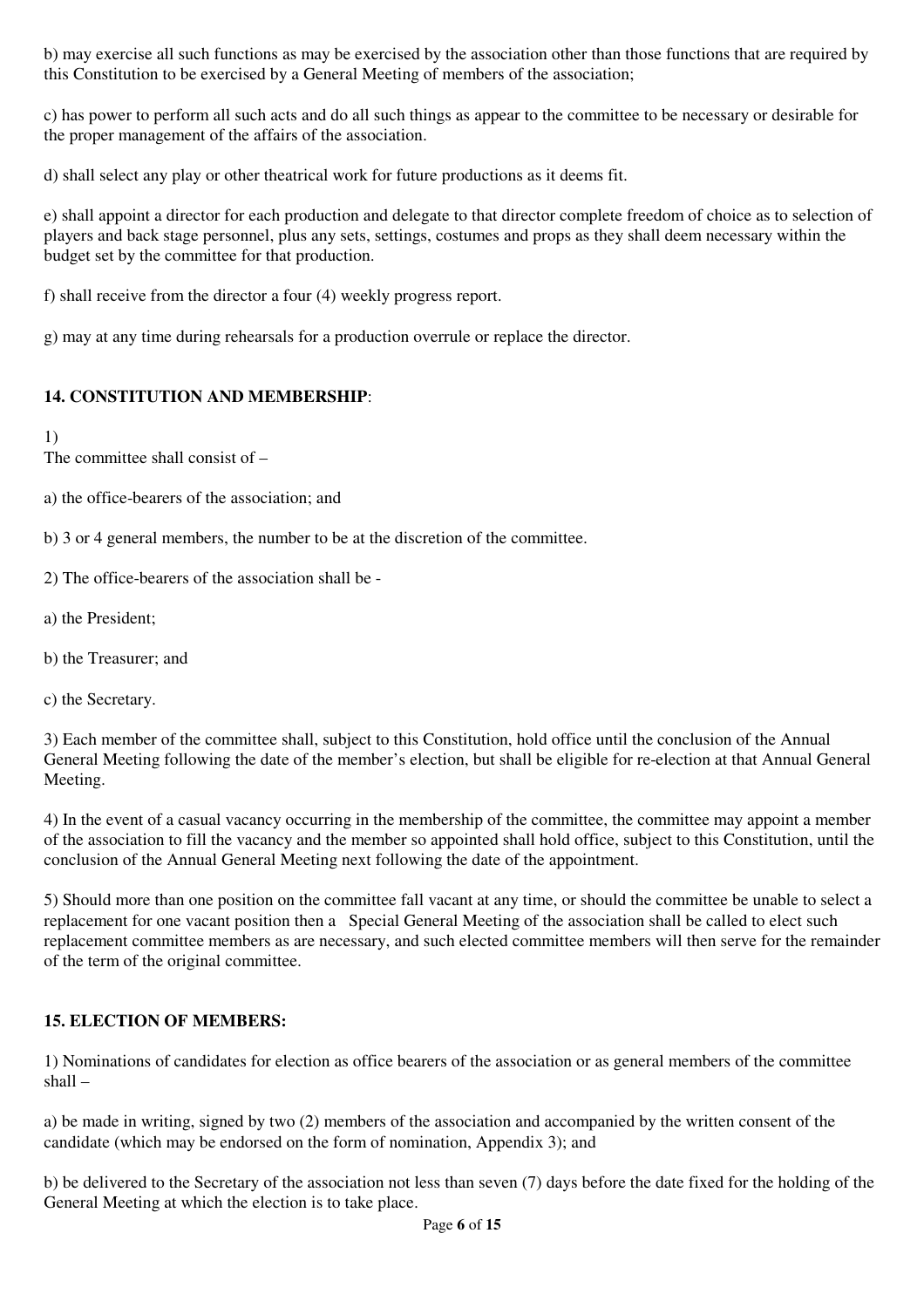b) may exercise all such functions as may be exercised by the association other than those functions that are required by this Constitution to be exercised by a General Meeting of members of the association;

c) has power to perform all such acts and do all such things as appear to the committee to be necessary or desirable for the proper management of the affairs of the association.

d) shall select any play or other theatrical work for future productions as it deems fit.

e) shall appoint a director for each production and delegate to that director complete freedom of choice as to selection of players and back stage personnel, plus any sets, settings, costumes and props as they shall deem necessary within the budget set by the committee for that production.

f) shall receive from the director a four (4) weekly progress report.

g) may at any time during rehearsals for a production overrule or replace the director.

**14. CONSTITUTION AND MEMBERSHIP**:

1)
The committee shall consist of –

a) the office-bearers of the association; and

b) 3 or 4 general members, the number to be at the discretion of the committee.

2) The office-bearers of the association shall be -

a) the President;

b) the Treasurer; and

c) the Secretary.

3) Each member of the committee shall, subject to this Constitution, hold office until the conclusion of the Annual General Meeting following the date of the member's election, but shall be eligible for re-election at that Annual General Meeting.

4) In the event of a casual vacancy occurring in the membership of the committee, the committee may appoint a member of the association to fill the vacancy and the member so appointed shall hold office, subject to this Constitution, until the conclusion of the Annual General Meeting next following the date of the appointment.

5) Should more than one position on the committee fall vacant at any time, or should the committee be unable to select a replacement for one vacant position then a Special General Meeting of the association shall be called to elect such replacement committee members as are necessary, and such elected committee members will then serve for the remainder of the term of the original committee.

**15. ELECTION OF MEMBERS:**

1) Nominations of candidates for election as office bearers of the association or as general members of the committee shall –

a) be made in writing, signed by two (2) members of the association and accompanied by the written consent of the candidate (which may be endorsed on the form of nomination, Appendix 3); and

b) be delivered to the Secretary of the association not less than seven (7) days before the date fixed for the holding of the General Meeting at which the election is to take place.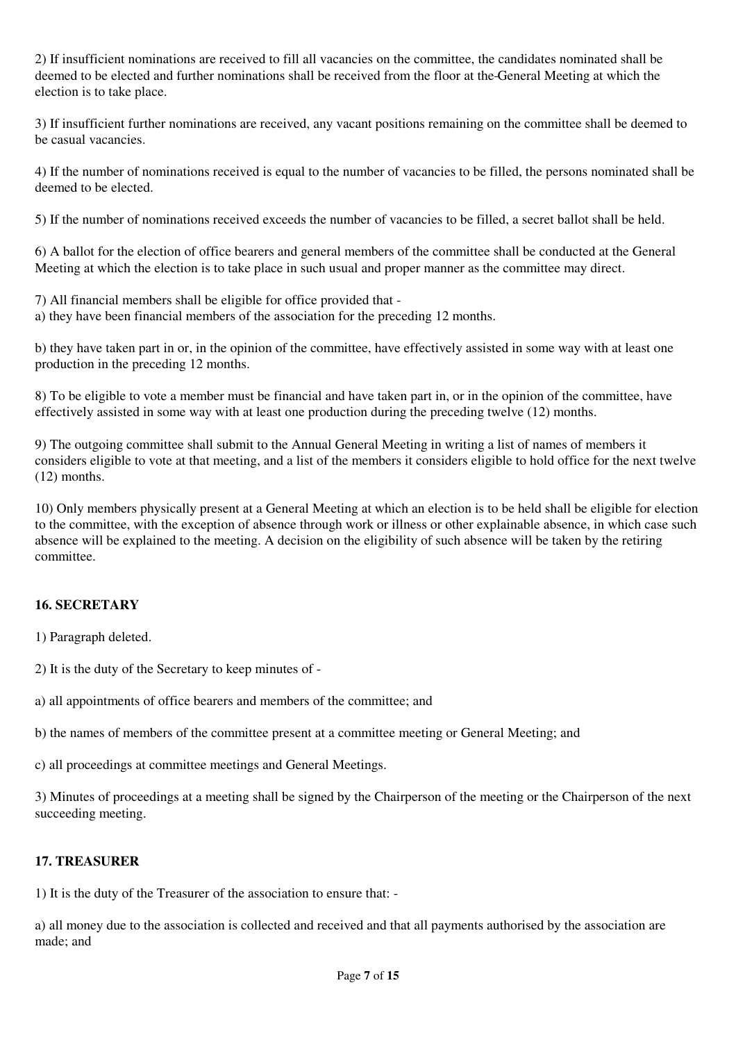2) If insufficient nominations are received to fill all vacancies on the committee, the candidates nominated shall be deemed to be elected and further nominations shall be received from the floor at the General Meeting at which the election is to take place.

3) If insufficient further nominations are received, any vacant positions remaining on the committee shall be deemed to be casual vacancies.

4) If the number of nominations received is equal to the number of vacancies to be filled, the persons nominated shall be deemed to be elected.

5) If the number of nominations received exceeds the number of vacancies to be filled, a secret ballot shall be held.

6) A ballot for the election of office bearers and general members of the committee shall be conducted at the General Meeting at which the election is to take place in such usual and proper manner as the committee may direct.

7) All financial members shall be eligible for office provided that -

a) they have been financial members of the association for the preceding 12 months.

b) they have taken part in or, in the opinion of the committee, have effectively assisted in some way with at least one production in the preceding 12 months.

8) To be eligible to vote a member must be financial and have taken part in, or in the opinion of the committee, have effectively assisted in some way with at least one production during the preceding twelve (12) months.

9) The outgoing committee shall submit to the Annual General Meeting in writing a list of names of members it considers eligible to vote at that meeting, and a list of the members it considers eligible to hold office for the next twelve (12) months.

10) Only members physically present at a General Meeting at which an election is to be held shall be eligible for election to the committee, with the exception of absence through work or illness or other explainable absence, in which case such absence will be explained to the meeting. A decision on the eligibility of such absence will be taken by the retiring committee.

**16. SECRETARY**

1) Paragraph deleted.

2) It is the duty of the Secretary to keep minutes of -

a) all appointments of office bearers and members of the committee; and

b) the names of members of the committee present at a committee meeting or General Meeting; and

c) all proceedings at committee meetings and General Meetings.

3) Minutes of proceedings at a meeting shall be signed by the Chairperson of the meeting or the Chairperson of the next succeeding meeting.

**17. TREASURER**

1) It is the duty of the Treasurer of the association to ensure that: -

a) all money due to the association is collected and received and that all payments authorised by the association are made; and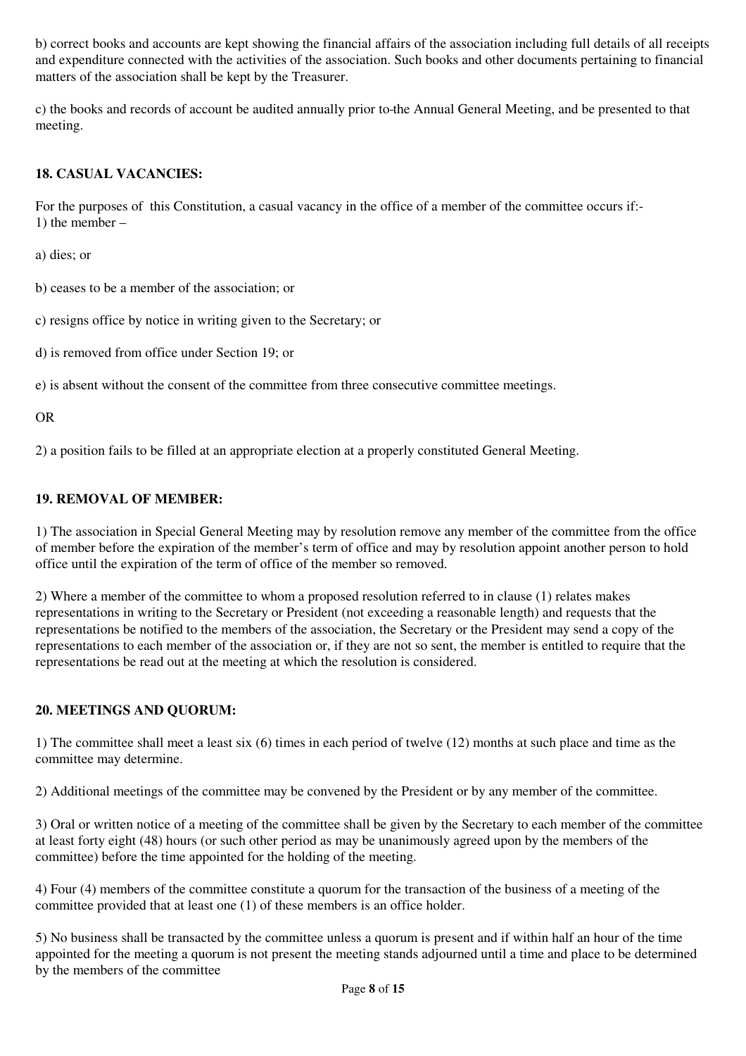b) correct books and accounts are kept showing the financial affairs of the association including full details of all receipts and expenditure connected with the activities of the association. Such books and other documents pertaining to financial matters of the association shall be kept by the Treasurer.

c) the books and records of account be audited annually prior to-the Annual General Meeting, and be presented to that meeting.

**18. CASUAL VACANCIES:**

For the purposes of this Constitution, a casual vacancy in the office of a member of the committee occurs if:-
1) the member –

a) dies; or

b) ceases to be a member of the association; or

c) resigns office by notice in writing given to the Secretary; or

d) is removed from office under Section 19; or

e) is absent without the consent of the committee from three consecutive committee meetings.

OR

2) a position fails to be filled at an appropriate election at a properly constituted General Meeting.

**19. REMOVAL OF MEMBER:**

1) The association in Special General Meeting may by resolution remove any member of the committee from the office of member before the expiration of the member's term of office and may by resolution appoint another person to hold office until the expiration of the term of office of the member so removed.

2) Where a member of the committee to whom a proposed resolution referred to in clause (1) relates makes representations in writing to the Secretary or President (not exceeding a reasonable length) and requests that the representations be notified to the members of the association, the Secretary or the President may send a copy of the representations to each member of the association or, if they are not so sent, the member is entitled to require that the representations be read out at the meeting at which the resolution is considered.

**20. MEETINGS AND QUORUM:**

1) The committee shall meet a least six (6) times in each period of twelve (12) months at such place and time as the committee may determine.

2) Additional meetings of the committee may be convened by the President or by any member of the committee.

3) Oral or written notice of a meeting of the committee shall be given by the Secretary to each member of the committee at least forty eight (48) hours (or such other period as may be unanimously agreed upon by the members of the committee) before the time appointed for the holding of the meeting.

4) Four (4) members of the committee constitute a quorum for the transaction of the business of a meeting of the committee provided that at least one (1) of these members is an office holder.

5) No business shall be transacted by the committee unless a quorum is present and if within half an hour of the time appointed for the meeting a quorum is not present the meeting stands adjourned until a time and place to be determined by the members of the committee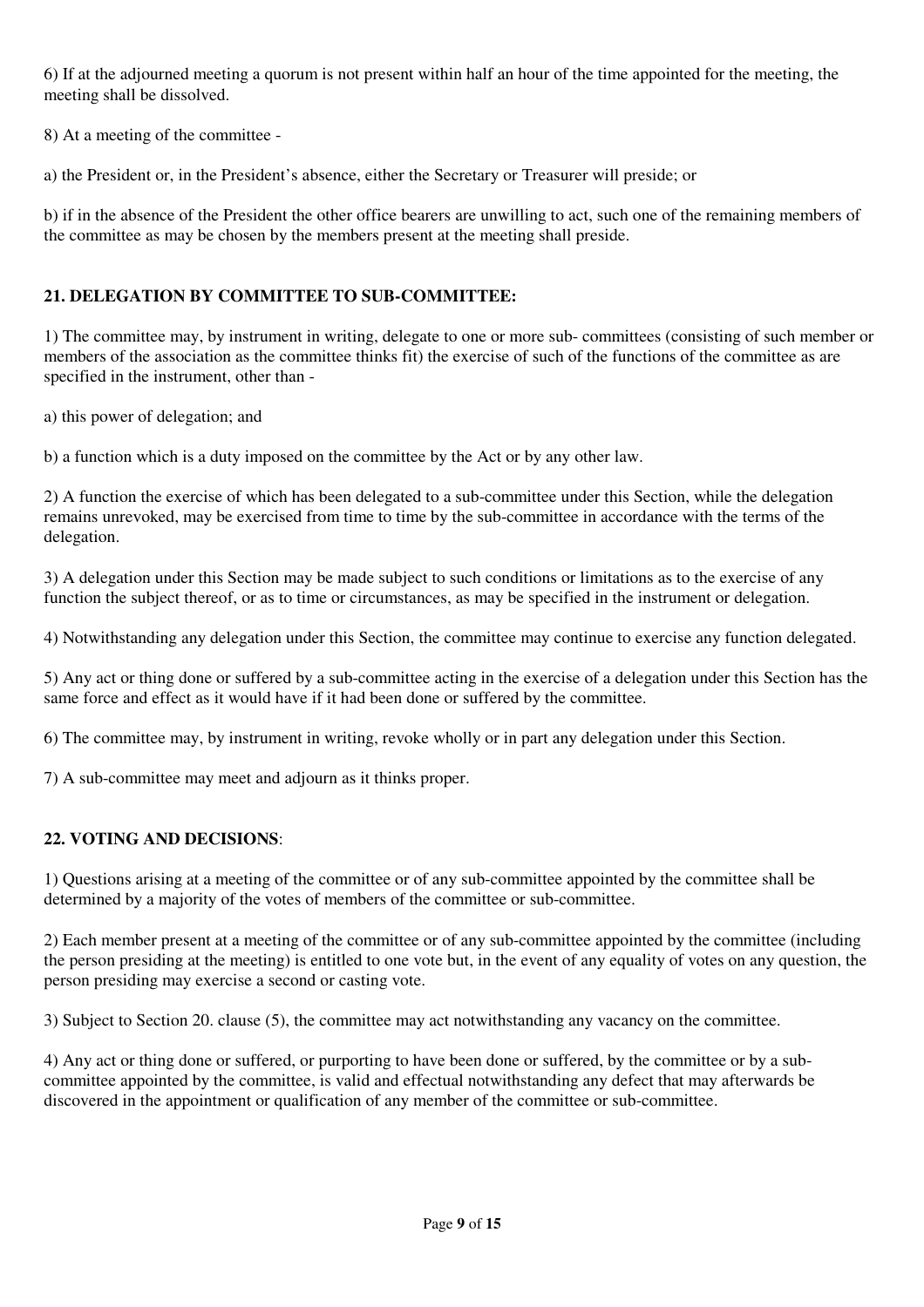6) If at the adjourned meeting a quorum is not present within half an hour of the time appointed for the meeting, the meeting shall be dissolved.

8) At a meeting of the committee -

a) the President or, in the President's absence, either the Secretary or Treasurer will preside; or

b) if in the absence of the President the other office bearers are unwilling to act, such one of the remaining members of the committee as may be chosen by the members present at the meeting shall preside.

## 21. DELEGATION BY COMMITTEE TO SUB-COMMITTEE:

1) The committee may, by instrument in writing, delegate to one or more sub- committees (consisting of such member or members of the association as the committee thinks fit) the exercise of such of the functions of the committee as are specified in the instrument, other than -

a) this power of delegation; and

b) a function which is a duty imposed on the committee by the Act or by any other law.

2) A function the exercise of which has been delegated to a sub-committee under this Section, while the delegation remains unrevoked, may be exercised from time to time by the sub-committee in accordance with the terms of the delegation.

3) A delegation under this Section may be made subject to such conditions or limitations as to the exercise of any function the subject thereof, or as to time or circumstances, as may be specified in the instrument or delegation.

4) Notwithstanding any delegation under this Section, the committee may continue to exercise any function delegated.

5) Any act or thing done or suffered by a sub-committee acting in the exercise of a delegation under this Section has the same force and effect as it would have if it had been done or suffered by the committee.

6) The committee may, by instrument in writing, revoke wholly or in part any delegation under this Section.

7) A sub-committee may meet and adjourn as it thinks proper.

## 22. VOTING AND DECISIONS:

1) Questions arising at a meeting of the committee or of any sub-committee appointed by the committee shall be determined by a majority of the votes of members of the committee or sub-committee.

2) Each member present at a meeting of the committee or of any sub-committee appointed by the committee (including the person presiding at the meeting) is entitled to one vote but, in the event of any equality of votes on any question, the person presiding may exercise a second or casting vote.

3) Subject to Section 20. clause (5), the committee may act notwithstanding any vacancy on the committee.

4) Any act or thing done or suffered, or purporting to have been done or suffered, by the committee or by a sub-committee appointed by the committee, is valid and effectual notwithstanding any defect that may afterwards be discovered in the appointment or qualification of any member of the committee or sub-committee.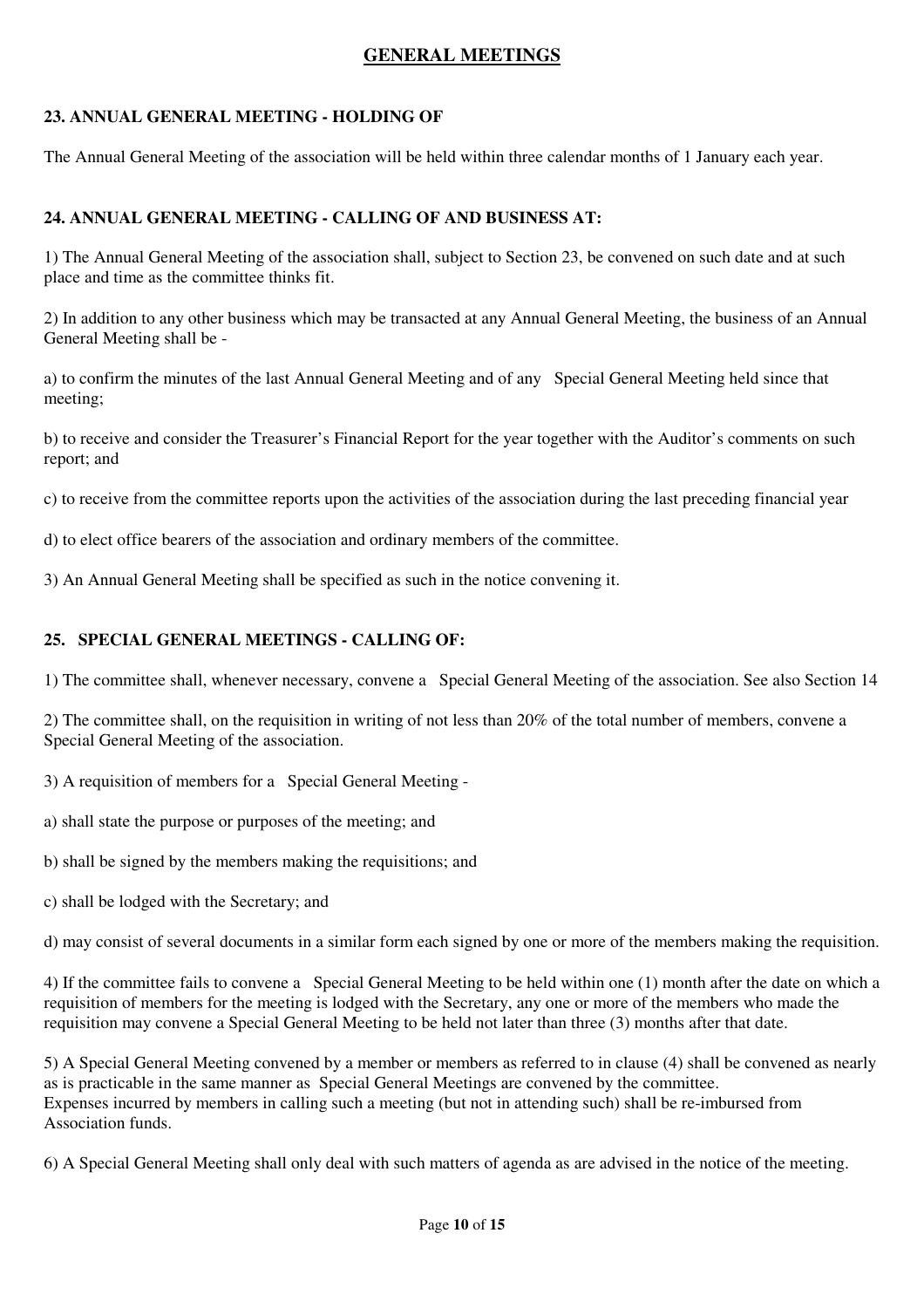## GENERAL MEETINGS

### 23. ANNUAL GENERAL MEETING - HOLDING OF

The Annual General Meeting of the association will be held within three calendar months of 1 January each year.

### 24. ANNUAL GENERAL MEETING - CALLING OF AND BUSINESS AT:

1) The Annual General Meeting of the association shall, subject to Section 23, be convened on such date and at such place and time as the committee thinks fit.

2) In addition to any other business which may be transacted at any Annual General Meeting, the business of an Annual General Meeting shall be -

a) to confirm the minutes of the last Annual General Meeting and of any Special General Meeting held since that meeting;

b) to receive and consider the Treasurer's Financial Report for the year together with the Auditor's comments on such report; and

c) to receive from the committee reports upon the activities of the association during the last preceding financial year

d) to elect office bearers of the association and ordinary members of the committee.

3) An Annual General Meeting shall be specified as such in the notice convening it.

### 25. SPECIAL GENERAL MEETINGS - CALLING OF:

1) The committee shall, whenever necessary, convene a Special General Meeting of the association. See also Section 14

2) The committee shall, on the requisition in writing of not less than 20% of the total number of members, convene a Special General Meeting of the association.

3) A requisition of members for a Special General Meeting -

a) shall state the purpose or purposes of the meeting; and

b) shall be signed by the members making the requisitions; and

c) shall be lodged with the Secretary; and

d) may consist of several documents in a similar form each signed by one or more of the members making the requisition.

4) If the committee fails to convene a Special General Meeting to be held within one (1) month after the date on which a requisition of members for the meeting is lodged with the Secretary, any one or more of the members who made the requisition may convene a Special General Meeting to be held not later than three (3) months after that date.

5) A Special General Meeting convened by a member or members as referred to in clause (4) shall be convened as nearly as is practicable in the same manner as Special General Meetings are convened by the committee.
Expenses incurred by members in calling such a meeting (but not in attending such) shall be re-imbursed from Association funds.

6) A Special General Meeting shall only deal with such matters of agenda as are advised in the notice of the meeting.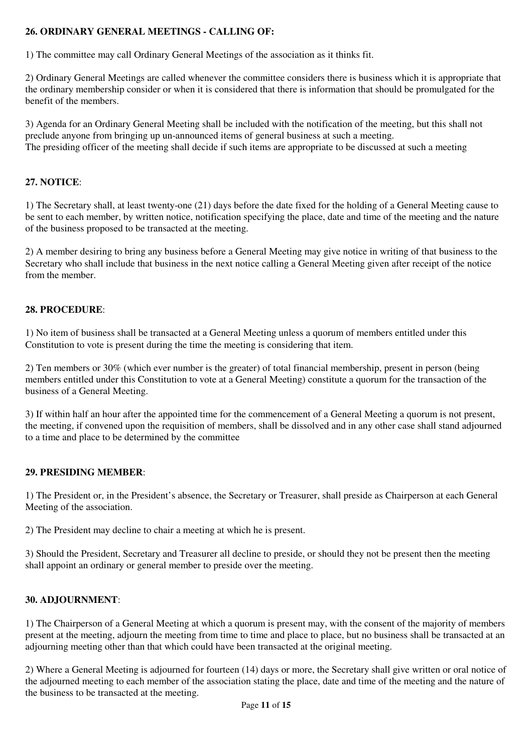**26. ORDINARY GENERAL MEETINGS - CALLING OF:**

1) The committee may call Ordinary General Meetings of the association as it thinks fit.

2) Ordinary General Meetings are called whenever the committee considers there is business which it is appropriate that the ordinary membership consider or when it is considered that there is information that should be promulgated for the benefit of the members.

3) Agenda for an Ordinary General Meeting shall be included with the notification of the meeting, but this shall not preclude anyone from bringing up un-announced items of general business at such a meeting.
The presiding officer of the meeting shall decide if such items are appropriate to be discussed at such a meeting

**27. NOTICE**:

1) The Secretary shall, at least twenty-one (21) days before the date fixed for the holding of a General Meeting cause to be sent to each member, by written notice, notification specifying the place, date and time of the meeting and the nature of the business proposed to be transacted at the meeting.

2) A member desiring to bring any business before a General Meeting may give notice in writing of that business to the Secretary who shall include that business in the next notice calling a General Meeting given after receipt of the notice from the member.

**28. PROCEDURE**:

1) No item of business shall be transacted at a General Meeting unless a quorum of members entitled under this Constitution to vote is present during the time the meeting is considering that item.

2) Ten members or 30% (which ever number is the greater) of total financial membership, present in person (being members entitled under this Constitution to vote at a General Meeting) constitute a quorum for the transaction of the business of a General Meeting.

3) If within half an hour after the appointed time for the commencement of a General Meeting a quorum is not present, the meeting, if convened upon the requisition of members, shall be dissolved and in any other case shall stand adjourned to a time and place to be determined by the committee

**29. PRESIDING MEMBER**:

1) The President or, in the President's absence, the Secretary or Treasurer, shall preside as Chairperson at each General Meeting of the association.

2) The President may decline to chair a meeting at which he is present.

3) Should the President, Secretary and Treasurer all decline to preside, or should they not be present then the meeting shall appoint an ordinary or general member to preside over the meeting.

**30. ADJOURNMENT**:

1) The Chairperson of a General Meeting at which a quorum is present may, with the consent of the majority of members present at the meeting, adjourn the meeting from time to time and place to place, but no business shall be transacted at an adjourning meeting other than that which could have been transacted at the original meeting.

2) Where a General Meeting is adjourned for fourteen (14) days or more, the Secretary shall give written or oral notice of the adjourned meeting to each member of the association stating the place, date and time of the meeting and the nature of the business to be transacted at the meeting.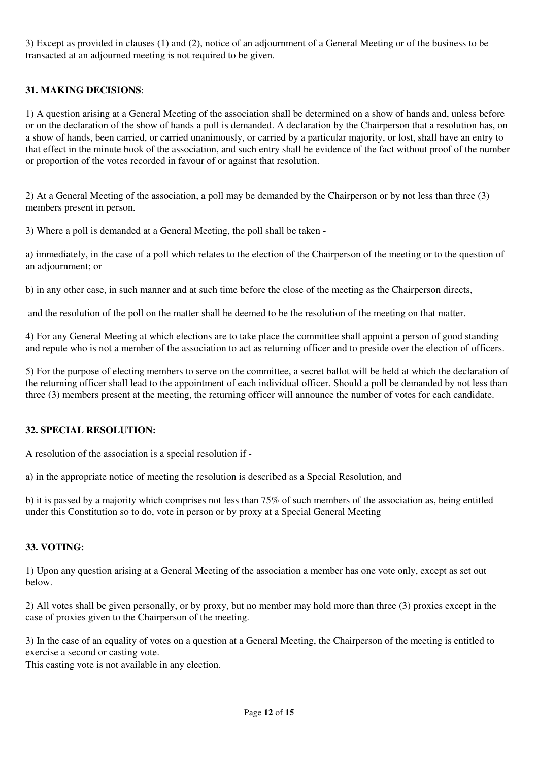3) Except as provided in clauses (1) and (2), notice of an adjournment of a General Meeting or of the business to be transacted at an adjourned meeting is not required to be given.

**31. MAKING DECISIONS**:

1) A question arising at a General Meeting of the association shall be determined on a show of hands and, unless before or on the declaration of the show of hands a poll is demanded. A declaration by the Chairperson that a resolution has, on a show of hands, been carried, or carried unanimously, or carried by a particular majority, or lost, shall have an entry to that effect in the minute book of the association, and such entry shall be evidence of the fact without proof of the number or proportion of the votes recorded in favour of or against that resolution.

2) At a General Meeting of the association, a poll may be demanded by the Chairperson or by not less than three (3) members present in person.

3) Where a poll is demanded at a General Meeting, the poll shall be taken -

a) immediately, in the case of a poll which relates to the election of the Chairperson of the meeting or to the question of an adjournment; or

b) in any other case, in such manner and at such time before the close of the meeting as the Chairperson directs,

and the resolution of the poll on the matter shall be deemed to be the resolution of the meeting on that matter.

4) For any General Meeting at which elections are to take place the committee shall appoint a person of good standing and repute who is not a member of the association to act as returning officer and to preside over the election of officers.

5) For the purpose of electing members to serve on the committee, a secret ballot will be held at which the declaration of the returning officer shall lead to the appointment of each individual officer. Should a poll be demanded by not less than three (3) members present at the meeting, the returning officer will announce the number of votes for each candidate.

**32. SPECIAL RESOLUTION:**

A resolution of the association is a special resolution if -

a) in the appropriate notice of meeting the resolution is described as a Special Resolution, and

b) it is passed by a majority which comprises not less than 75% of such members of the association as, being entitled under this Constitution so to do, vote in person or by proxy at a Special General Meeting

**33. VOTING:**

1) Upon any question arising at a General Meeting of the association a member has one vote only, except as set out below.

2) All votes shall be given personally, or by proxy, but no member may hold more than three (3) proxies except in the case of proxies given to the Chairperson of the meeting.

3) In the case of ~~an~~ equality of votes on a question at a General Meeting, the Chairperson of the meeting is entitled to exercise a second or casting vote.
This casting vote is not available in any election.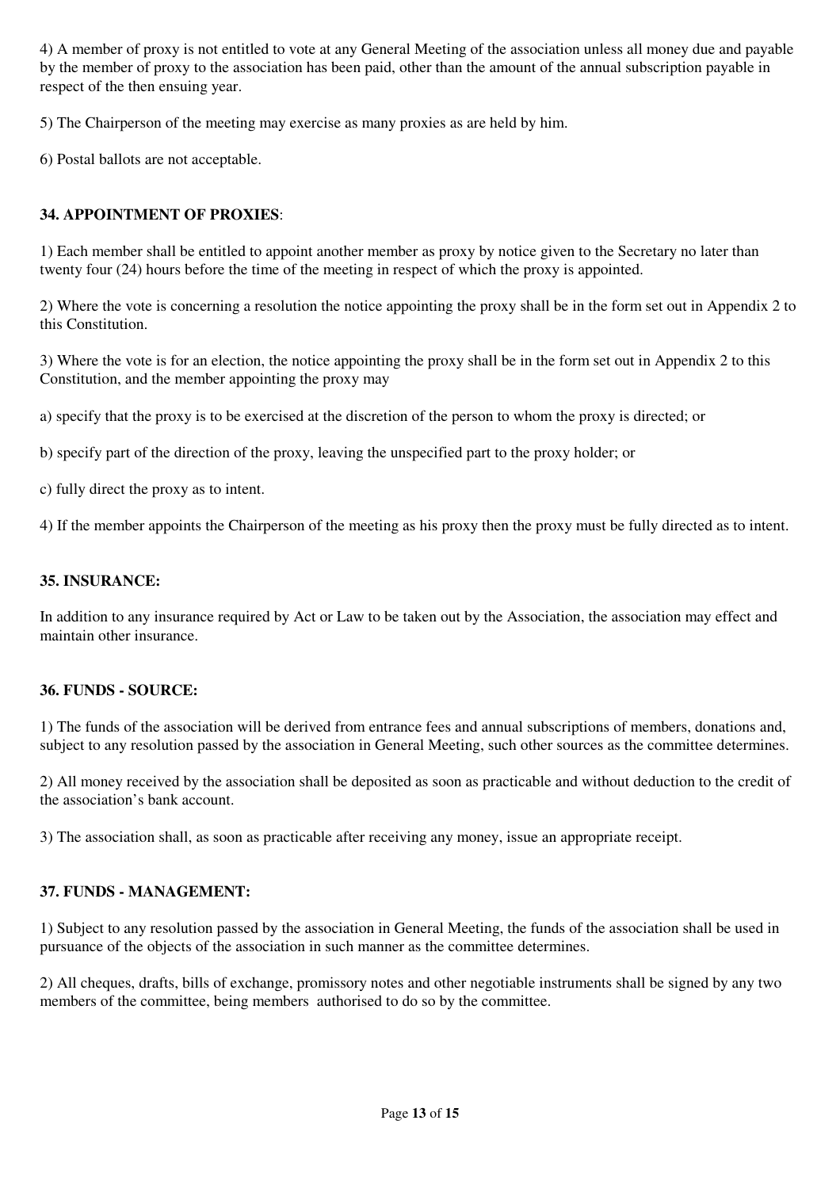4) A member of proxy is not entitled to vote at any General Meeting of the association unless all money due and payable by the member of proxy to the association has been paid, other than the amount of the annual subscription payable in respect of the then ensuing year.

5) The Chairperson of the meeting may exercise as many proxies as are held by him.

6) Postal ballots are not acceptable.

**34. APPOINTMENT OF PROXIES**:

1) Each member shall be entitled to appoint another member as proxy by notice given to the Secretary no later than twenty four (24) hours before the time of the meeting in respect of which the proxy is appointed.

2) Where the vote is concerning a resolution the notice appointing the proxy shall be in the form set out in Appendix 2 to this Constitution.

3) Where the vote is for an election, the notice appointing the proxy shall be in the form set out in Appendix 2 to this Constitution, and the member appointing the proxy may

a) specify that the proxy is to be exercised at the discretion of the person to whom the proxy is directed; or

b) specify part of the direction of the proxy, leaving the unspecified part to the proxy holder; or

c) fully direct the proxy as to intent.

4) If the member appoints the Chairperson of the meeting as his proxy then the proxy must be fully directed as to intent.

**35. INSURANCE:**

In addition to any insurance required by Act or Law to be taken out by the Association, the association may effect and maintain other insurance.

**36. FUNDS - SOURCE:**

1) The funds of the association will be derived from entrance fees and annual subscriptions of members, donations and, subject to any resolution passed by the association in General Meeting, such other sources as the committee determines.

2) All money received by the association shall be deposited as soon as practicable and without deduction to the credit of the association's bank account.

3) The association shall, as soon as practicable after receiving any money, issue an appropriate receipt.

**37. FUNDS - MANAGEMENT:**

1) Subject to any resolution passed by the association in General Meeting, the funds of the association shall be used in pursuance of the objects of the association in such manner as the committee determines.

2) All cheques, drafts, bills of exchange, promissory notes and other negotiable instruments shall be signed by any two members of the committee, being members authorised to do so by the committee.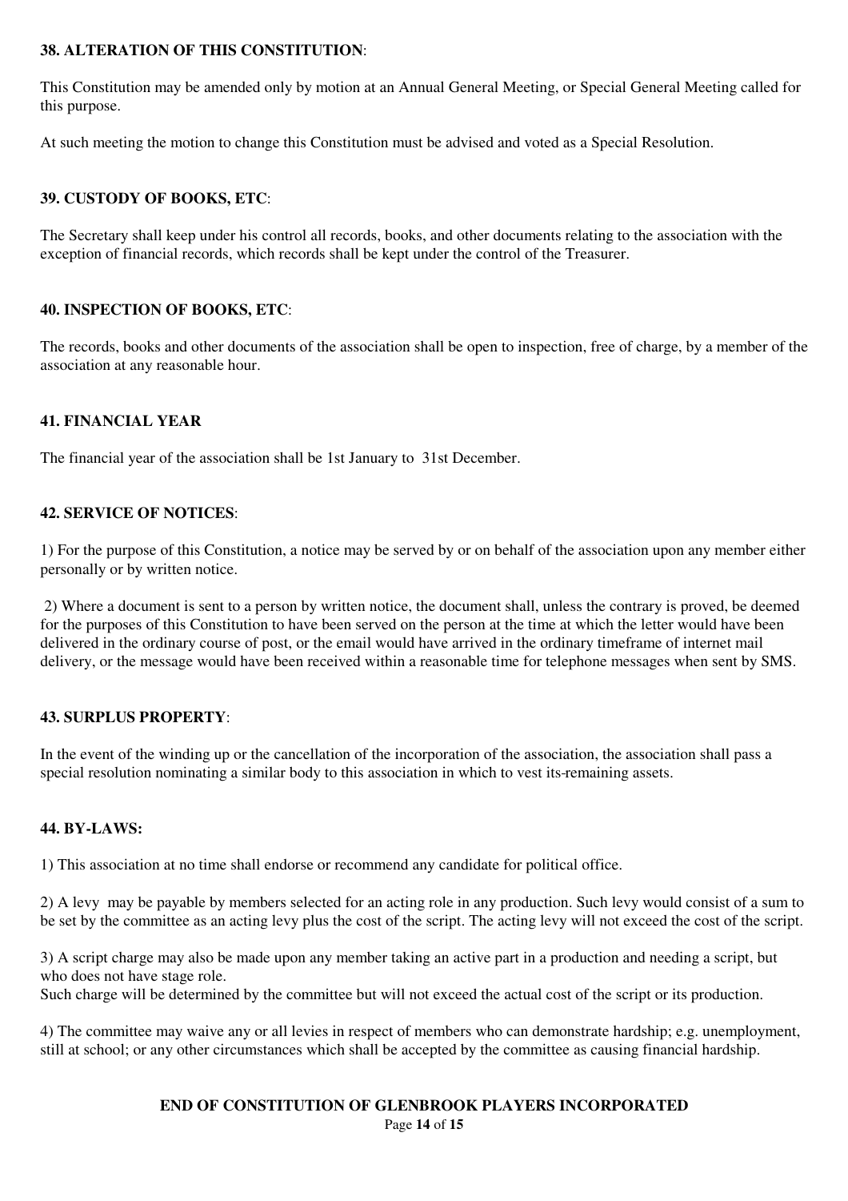**38. ALTERATION OF THIS CONSTITUTION**:

This Constitution may be amended only by motion at an Annual General Meeting, or Special General Meeting called for this purpose.

At such meeting the motion to change this Constitution must be advised and voted as a Special Resolution.

**39. CUSTODY OF BOOKS, ETC**:

The Secretary shall keep under his control all records, books, and other documents relating to the association with the exception of financial records, which records shall be kept under the control of the Treasurer.

**40. INSPECTION OF BOOKS, ETC**:

The records, books and other documents of the association shall be open to inspection, free of charge, by a member of the association at any reasonable hour.

**41. FINANCIAL YEAR**

The financial year of the association shall be 1st January to 31st December.

**42. SERVICE OF NOTICES**:

1) For the purpose of this Constitution, a notice may be served by or on behalf of the association upon any member either personally or by written notice.

2) Where a document is sent to a person by written notice, the document shall, unless the contrary is proved, be deemed for the purposes of this Constitution to have been served on the person at the time at which the letter would have been delivered in the ordinary course of post, or the email would have arrived in the ordinary timeframe of internet mail delivery, or the message would have been received within a reasonable time for telephone messages when sent by SMS.

**43. SURPLUS PROPERTY**:

In the event of the winding up or the cancellation of the incorporation of the association, the association shall pass a special resolution nominating a similar body to this association in which to vest its remaining assets.

**44. BY-LAWS:**

1) This association at no time shall endorse or recommend any candidate for political office.

2) A levy may be payable by members selected for an acting role in any production. Such levy would consist of a sum to be set by the committee as an acting levy plus the cost of the script. The acting levy will not exceed the cost of the script.

3) A script charge may also be made upon any member taking an active part in a production and needing a script, but who does not have stage role.
Such charge will be determined by the committee but will not exceed the actual cost of the script or its production.

4) The committee may waive any or all levies in respect of members who can demonstrate hardship; e.g. unemployment, still at school; or any other circumstances which shall be accepted by the committee as causing financial hardship.

**END OF CONSTITUTION OF GLENBROOK PLAYERS INCORPORATED**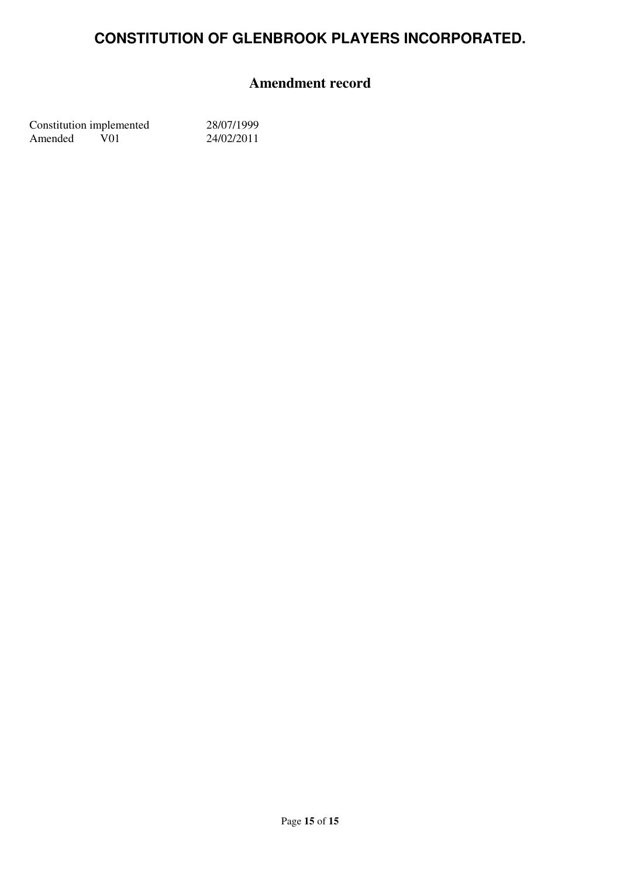## Amendment record

| | | |
|---|---|---|
| Constitution implemented | | 28/07/1999 |
| Amended | V01 | 24/02/2011 |